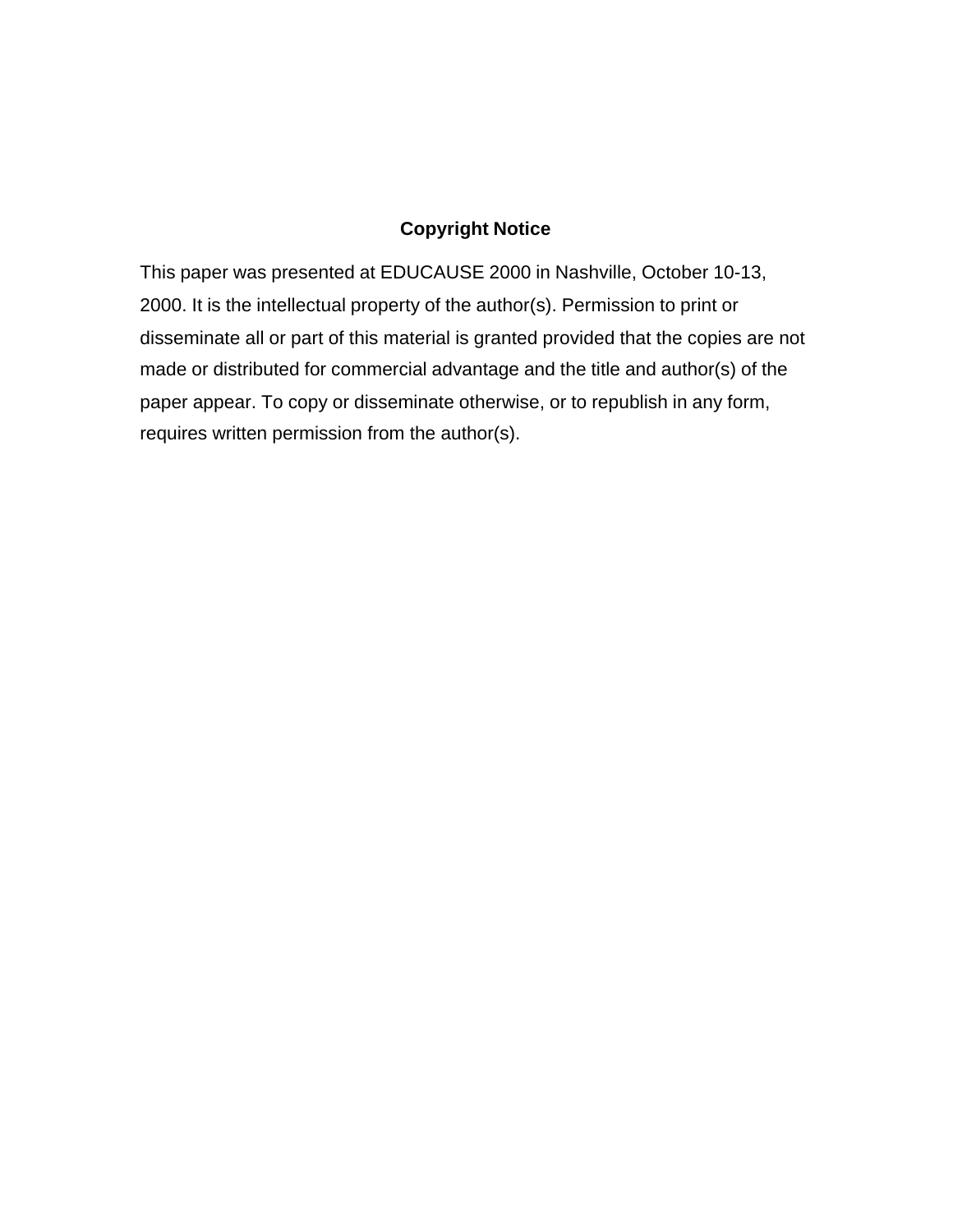## Copyright Notice

This paper was presented at EDUCAUSE 2000 in Nashville, October 10-13, 2000. It is the intellectual property of the author(s). Permission to print or disseminate all or part of this material is granted provided that the copies are not made or distributed for commercial advantage and the title and author(s) of the paper appear. To copy or disseminate otherwise, or to republish in any form, requires written permission from the author(s).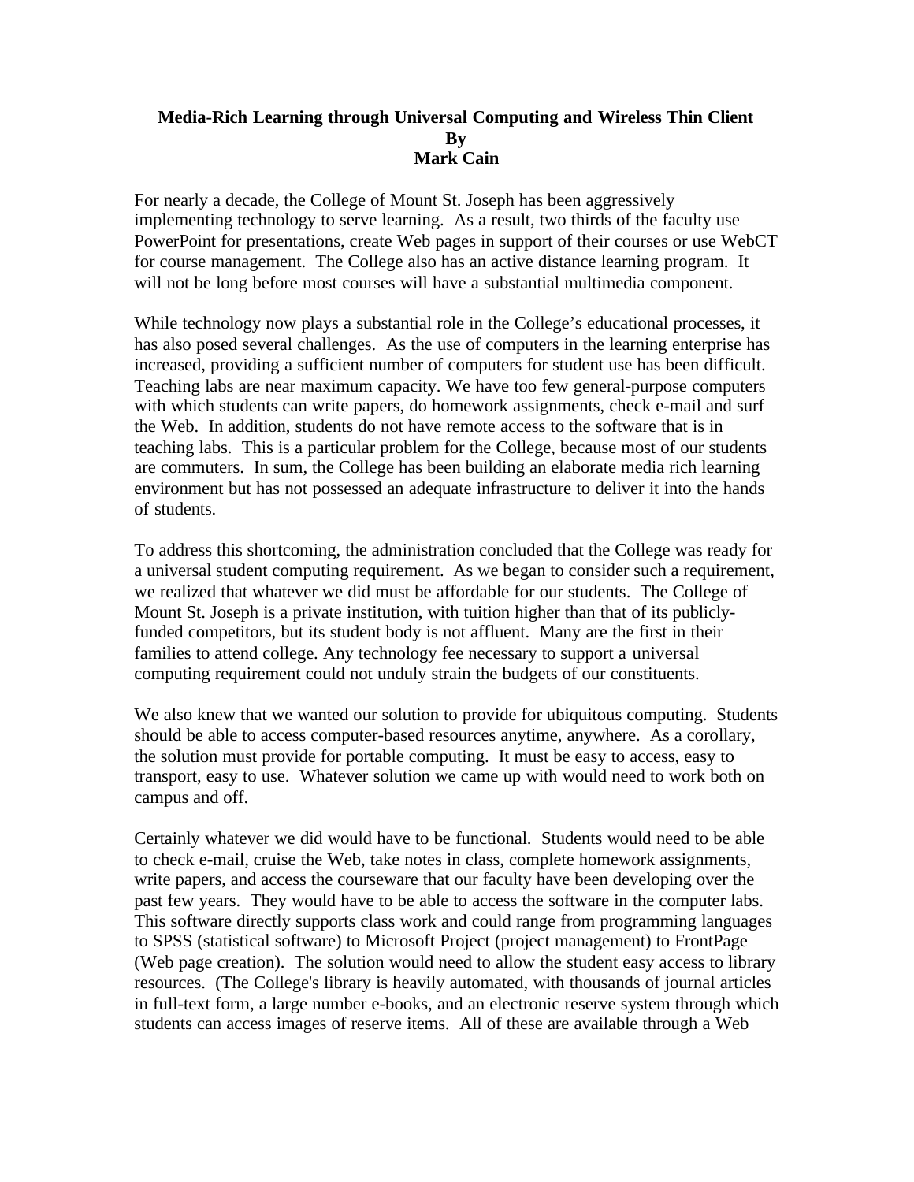**Media-Rich Learning through Universal Computing and Wireless Thin Client**
**By**
**Mark Cain**

For nearly a decade, the College of Mount St. Joseph has been aggressively implementing technology to serve learning. As a result, two thirds of the faculty use PowerPoint for presentations, create Web pages in support of their courses or use WebCT for course management. The College also has an active distance learning program. It will not be long before most courses will have a substantial multimedia component.

While technology now plays a substantial role in the College's educational processes, it has also posed several challenges. As the use of computers in the learning enterprise has increased, providing a sufficient number of computers for student use has been difficult. Teaching labs are near maximum capacity. We have too few general-purpose computers with which students can write papers, do homework assignments, check e-mail and surf the Web. In addition, students do not have remote access to the software that is in teaching labs. This is a particular problem for the College, because most of our students are commuters. In sum, the College has been building an elaborate media rich learning environment but has not possessed an adequate infrastructure to deliver it into the hands of students.

To address this shortcoming, the administration concluded that the College was ready for a universal student computing requirement. As we began to consider such a requirement, we realized that whatever we did must be affordable for our students. The College of Mount St. Joseph is a private institution, with tuition higher than that of its publicly-funded competitors, but its student body is not affluent. Many are the first in their families to attend college. Any technology fee necessary to support a universal computing requirement could not unduly strain the budgets of our constituents.

We also knew that we wanted our solution to provide for ubiquitous computing. Students should be able to access computer-based resources anytime, anywhere. As a corollary, the solution must provide for portable computing. It must be easy to access, easy to transport, easy to use. Whatever solution we came up with would need to work both on campus and off.

Certainly whatever we did would have to be functional. Students would need to be able to check e-mail, cruise the Web, take notes in class, complete homework assignments, write papers, and access the courseware that our faculty have been developing over the past few years. They would have to be able to access the software in the computer labs. This software directly supports class work and could range from programming languages to SPSS (statistical software) to Microsoft Project (project management) to FrontPage (Web page creation). The solution would need to allow the student easy access to library resources. (The College's library is heavily automated, with thousands of journal articles in full-text form, a large number e-books, and an electronic reserve system through which students can access images of reserve items. All of these are available through a Web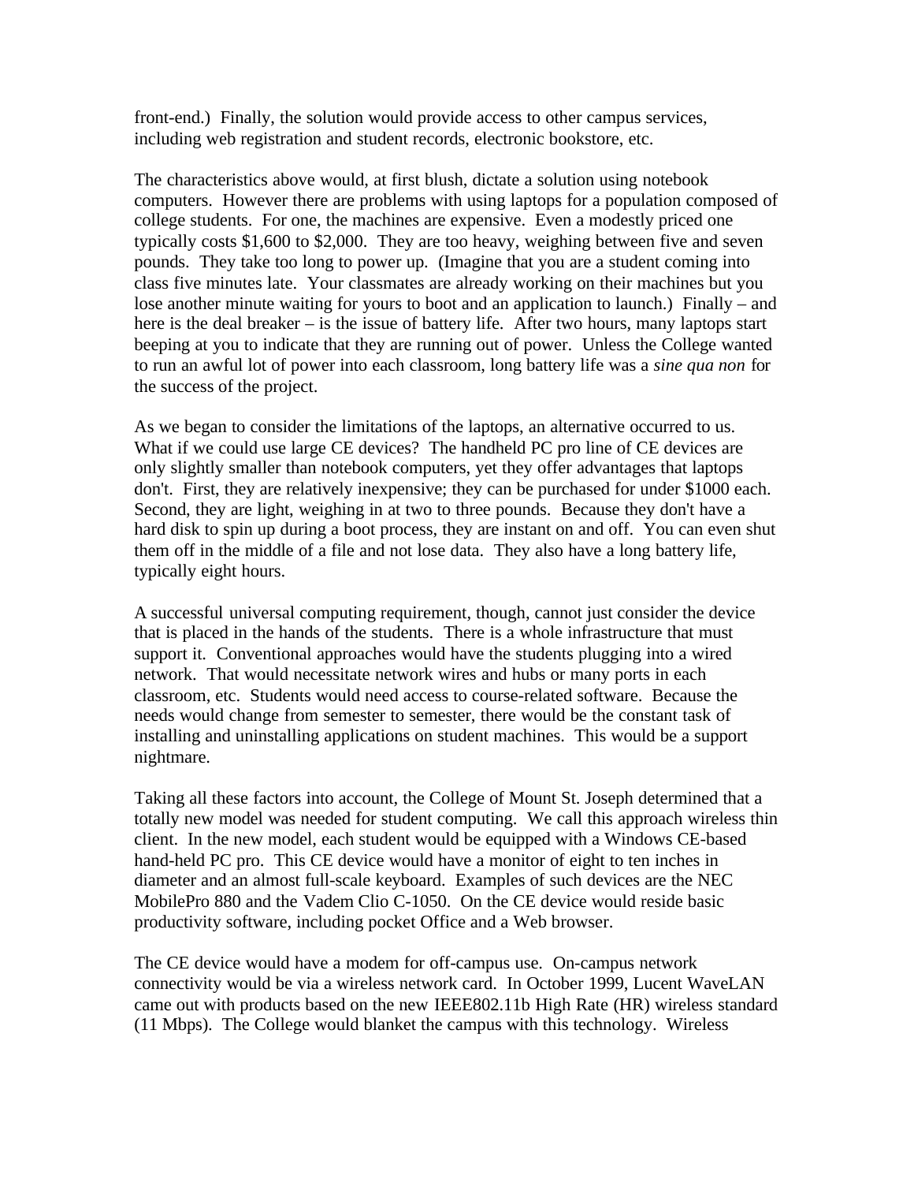front-end.) Finally, the solution would provide access to other campus services, including web registration and student records, electronic bookstore, etc.

The characteristics above would, at first blush, dictate a solution using notebook computers. However there are problems with using laptops for a population composed of college students. For one, the machines are expensive. Even a modestly priced one typically costs $1,600 to $2,000. They are too heavy, weighing between five and seven pounds. They take too long to power up. (Imagine that you are a student coming into class five minutes late. Your classmates are already working on their machines but you lose another minute waiting for yours to boot and an application to launch.) Finally – and here is the deal breaker – is the issue of battery life. After two hours, many laptops start beeping at you to indicate that they are running out of power. Unless the College wanted to run an awful lot of power into each classroom, long battery life was a *sine qua non* for the success of the project.

As we began to consider the limitations of the laptops, an alternative occurred to us. What if we could use large CE devices? The handheld PC pro line of CE devices are only slightly smaller than notebook computers, yet they offer advantages that laptops don't. First, they are relatively inexpensive; they can be purchased for under $1000 each. Second, they are light, weighing in at two to three pounds. Because they don't have a hard disk to spin up during a boot process, they are instant on and off. You can even shut them off in the middle of a file and not lose data. They also have a long battery life, typically eight hours.

A successful universal computing requirement, though, cannot just consider the device that is placed in the hands of the students. There is a whole infrastructure that must support it. Conventional approaches would have the students plugging into a wired network. That would necessitate network wires and hubs or many ports in each classroom, etc. Students would need access to course-related software. Because the needs would change from semester to semester, there would be the constant task of installing and uninstalling applications on student machines. This would be a support nightmare.

Taking all these factors into account, the College of Mount St. Joseph determined that a totally new model was needed for student computing. We call this approach wireless thin client. In the new model, each student would be equipped with a Windows CE-based hand-held PC pro. This CE device would have a monitor of eight to ten inches in diameter and an almost full-scale keyboard. Examples of such devices are the NEC MobilePro 880 and the Vadem Clio C-1050. On the CE device would reside basic productivity software, including pocket Office and a Web browser.

The CE device would have a modem for off-campus use. On-campus network connectivity would be via a wireless network card. In October 1999, Lucent WaveLAN came out with products based on the new IEEE802.11b High Rate (HR) wireless standard (11 Mbps). The College would blanket the campus with this technology. Wireless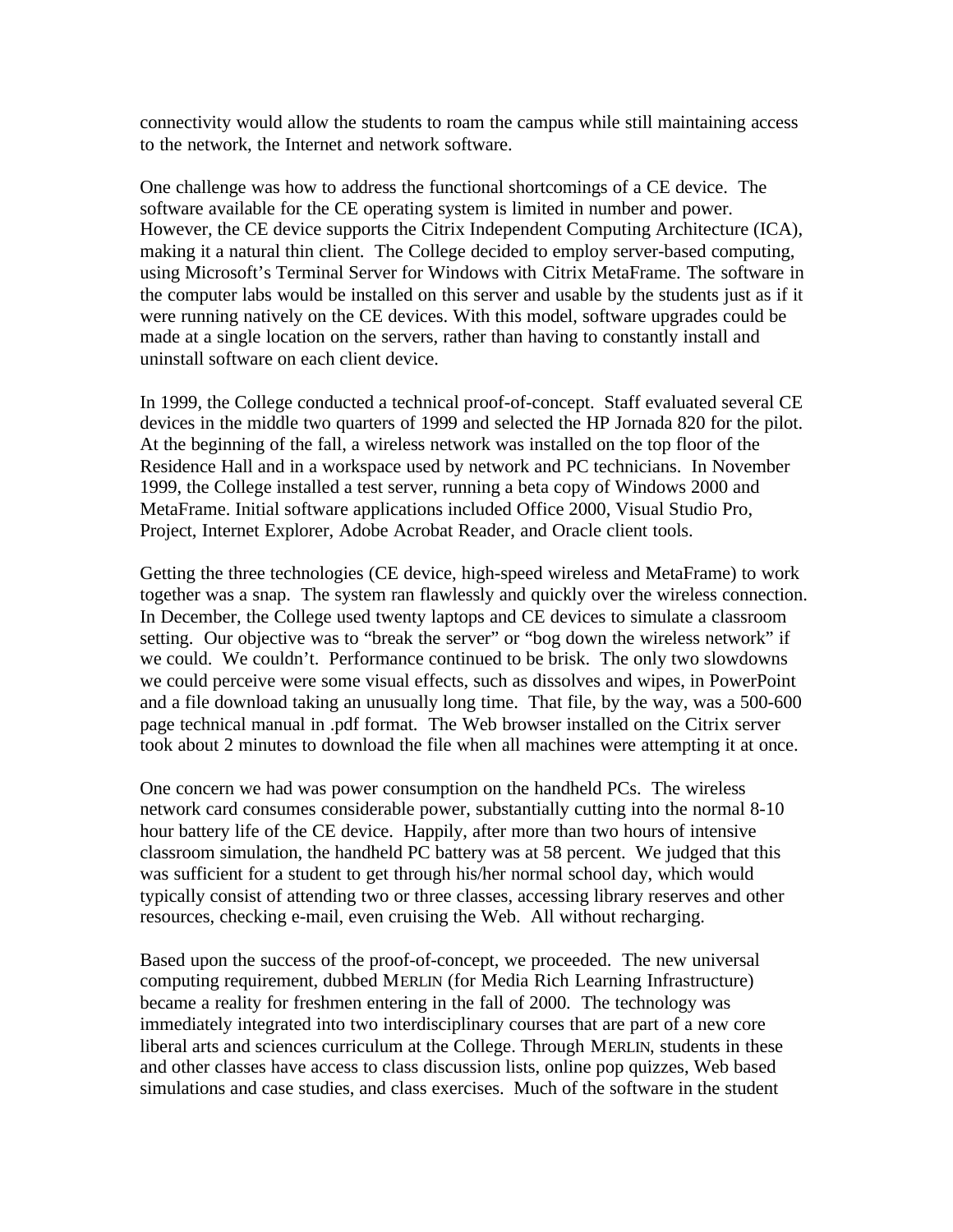connectivity would allow the students to roam the campus while still maintaining access to the network, the Internet and network software.

One challenge was how to address the functional shortcomings of a CE device. The software available for the CE operating system is limited in number and power. However, the CE device supports the Citrix Independent Computing Architecture (ICA), making it a natural thin client. The College decided to employ server-based computing, using Microsoft's Terminal Server for Windows with Citrix MetaFrame. The software in the computer labs would be installed on this server and usable by the students just as if it were running natively on the CE devices. With this model, software upgrades could be made at a single location on the servers, rather than having to constantly install and uninstall software on each client device.

In 1999, the College conducted a technical proof-of-concept. Staff evaluated several CE devices in the middle two quarters of 1999 and selected the HP Jornada 820 for the pilot. At the beginning of the fall, a wireless network was installed on the top floor of the Residence Hall and in a workspace used by network and PC technicians. In November 1999, the College installed a test server, running a beta copy of Windows 2000 and MetaFrame. Initial software applications included Office 2000, Visual Studio Pro, Project, Internet Explorer, Adobe Acrobat Reader, and Oracle client tools.

Getting the three technologies (CE device, high-speed wireless and MetaFrame) to work together was a snap. The system ran flawlessly and quickly over the wireless connection. In December, the College used twenty laptops and CE devices to simulate a classroom setting. Our objective was to "break the server" or "bog down the wireless network" if we could. We couldn't. Performance continued to be brisk. The only two slowdowns we could perceive were some visual effects, such as dissolves and wipes, in PowerPoint and a file download taking an unusually long time. That file, by the way, was a 500-600 page technical manual in .pdf format. The Web browser installed on the Citrix server took about 2 minutes to download the file when all machines were attempting it at once.

One concern we had was power consumption on the handheld PCs. The wireless network card consumes considerable power, substantially cutting into the normal 8-10 hour battery life of the CE device. Happily, after more than two hours of intensive classroom simulation, the handheld PC battery was at 58 percent. We judged that this was sufficient for a student to get through his/her normal school day, which would typically consist of attending two or three classes, accessing library reserves and other resources, checking e-mail, even cruising the Web. All without recharging.

Based upon the success of the proof-of-concept, we proceeded. The new universal computing requirement, dubbed MERLIN (for Media Rich Learning Infrastructure) became a reality for freshmen entering in the fall of 2000. The technology was immediately integrated into two interdisciplinary courses that are part of a new core liberal arts and sciences curriculum at the College. Through MERLIN, students in these and other classes have access to class discussion lists, online pop quizzes, Web based simulations and case studies, and class exercises. Much of the software in the student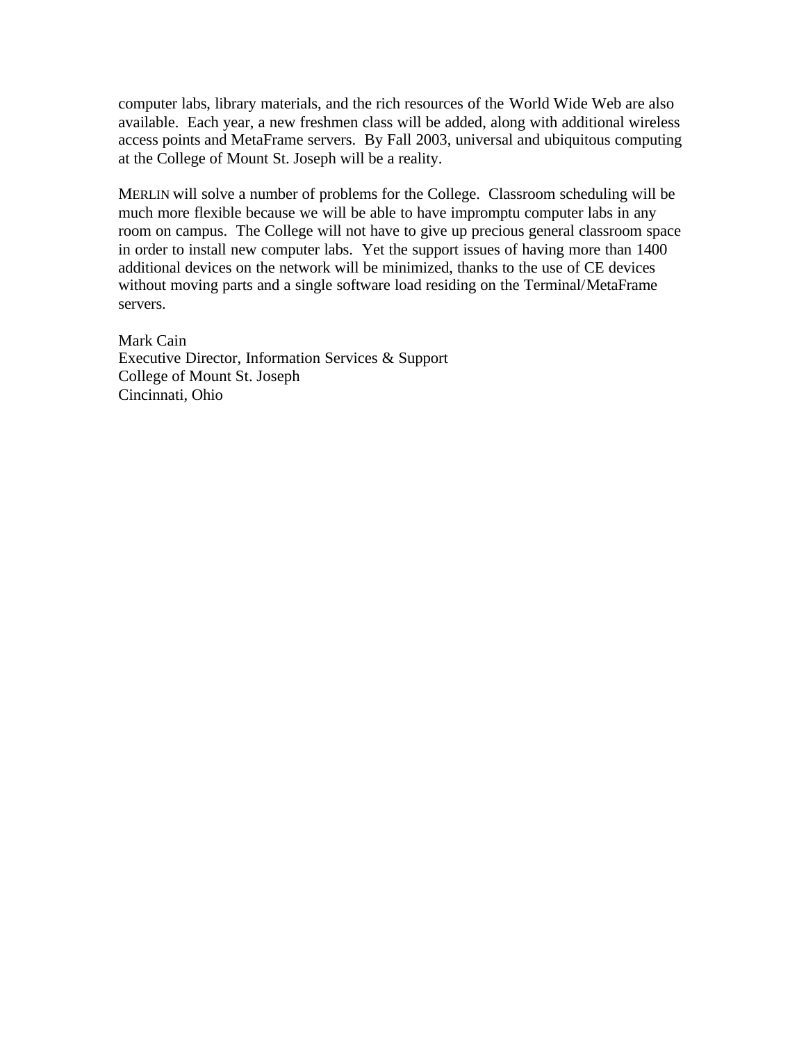computer labs, library materials, and the rich resources of the World Wide Web are also available. Each year, a new freshmen class will be added, along with additional wireless access points and MetaFrame servers. By Fall 2003, universal and ubiquitous computing at the College of Mount St. Joseph will be a reality.

MERLIN will solve a number of problems for the College. Classroom scheduling will be much more flexible because we will be able to have impromptu computer labs in any room on campus. The College will not have to give up precious general classroom space in order to install new computer labs. Yet the support issues of having more than 1400 additional devices on the network will be minimized, thanks to the use of CE devices without moving parts and a single software load residing on the Terminal/MetaFrame servers.

Mark Cain
Executive Director, Information Services & Support
College of Mount St. Joseph
Cincinnati, Ohio